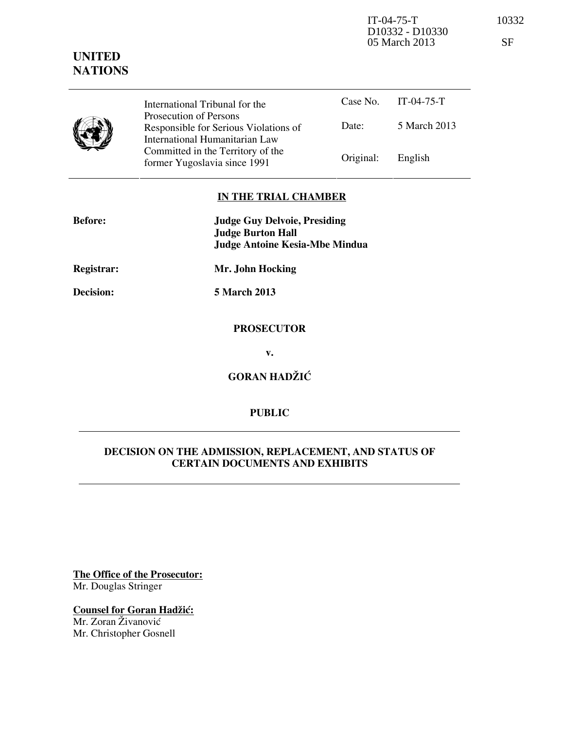IT-04-75-T 10332
D10332 - D10330
05 March 2013 SF

**UNITED NATIONS**

| | | | |
|---|---|---|---|
| | International Tribunal for the Prosecution of Persons Responsible for Serious Violations of International Humanitarian Law Committed in the Territory of the former Yugoslavia since 1991 | Case No. | IT-04-75-T |
| | | Date: | 5 March 2013 |
| | | Original: | English |

**IN THE TRIAL CHAMBER**

**Before:** **Judge Guy Delvoie, Presiding**
**Judge Burton Hall**
**Judge Antoine Kesia-Mbe Mindua**

**Registrar:** **Mr. John Hocking**

**Decision:** **5 March 2013**

**PROSECUTOR**

**v.**

**GORAN HADŽIĆ**

**PUBLIC**

## DECISION ON THE ADMISSION, REPLACEMENT, AND STATUS OF CERTAIN DOCUMENTS AND EXHIBITS

**The Office of the Prosecutor:**
Mr. Douglas Stringer

**Counsel for Goran Hadžić:**
Mr. Zoran Živanović
Mr. Christopher Gosnell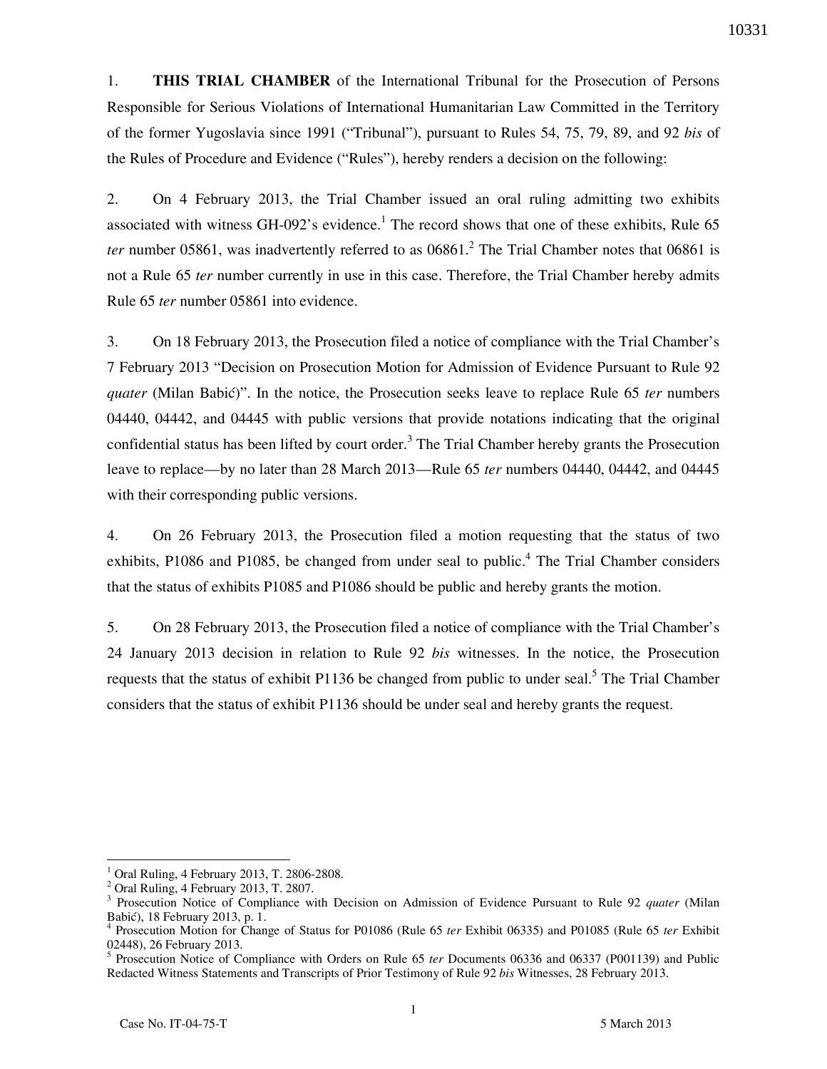1. **THIS TRIAL CHAMBER** of the International Tribunal for the Prosecution of Persons Responsible for Serious Violations of International Humanitarian Law Committed in the Territory of the former Yugoslavia since 1991 ("Tribunal"), pursuant to Rules 54, 75, 79, 89, and 92 *bis* of the Rules of Procedure and Evidence ("Rules"), hereby renders a decision on the following:

2. On 4 February 2013, the Trial Chamber issued an oral ruling admitting two exhibits associated with witness GH-092's evidence.[1] The record shows that one of these exhibits, Rule 65 *ter* number 05861, was inadvertently referred to as 06861.[2] The Trial Chamber notes that 06861 is not a Rule 65 *ter* number currently in use in this case. Therefore, the Trial Chamber hereby admits Rule 65 *ter* number 05861 into evidence.

3. On 18 February 2013, the Prosecution filed a notice of compliance with the Trial Chamber's 7 February 2013 "Decision on Prosecution Motion for Admission of Evidence Pursuant to Rule 92 *quater* (Milan Babić)". In the notice, the Prosecution seeks leave to replace Rule 65 *ter* numbers 04440, 04442, and 04445 with public versions that provide notations indicating that the original confidential status has been lifted by court order.[3] The Trial Chamber hereby grants the Prosecution leave to replace—by no later than 28 March 2013—Rule 65 *ter* numbers 04440, 04442, and 04445 with their corresponding public versions.

4. On 26 February 2013, the Prosecution filed a motion requesting that the status of two exhibits, P1086 and P1085, be changed from under seal to public.[4] The Trial Chamber considers that the status of exhibits P1085 and P1086 should be public and hereby grants the motion.

5. On 28 February 2013, the Prosecution filed a notice of compliance with the Trial Chamber's 24 January 2013 decision in relation to Rule 92 *bis* witnesses. In the notice, the Prosecution requests that the status of exhibit P1136 be changed from public to under seal.[5] The Trial Chamber considers that the status of exhibit P1136 should be under seal and hereby grants the request.

---

[1] Oral Ruling, 4 February 2013, T. 2806-2808.

[2] Oral Ruling, 4 February 2013, T. 2807.

[3] Prosecution Notice of Compliance with Decision on Admission of Evidence Pursuant to Rule 92 *quater* (Milan Babić), 18 February 2013, p. 1.

[4] Prosecution Motion for Change of Status for P01086 (Rule 65 *ter* Exhibit 06335) and P01085 (Rule 65 *ter* Exhibit 02448), 26 February 2013.

[5] Prosecution Notice of Compliance with Orders on Rule 65 *ter* Documents 06336 and 06337 (P001139) and Public Redacted Witness Statements and Transcripts of Prior Testimony of Rule 92 *bis* Witnesses, 28 February 2013.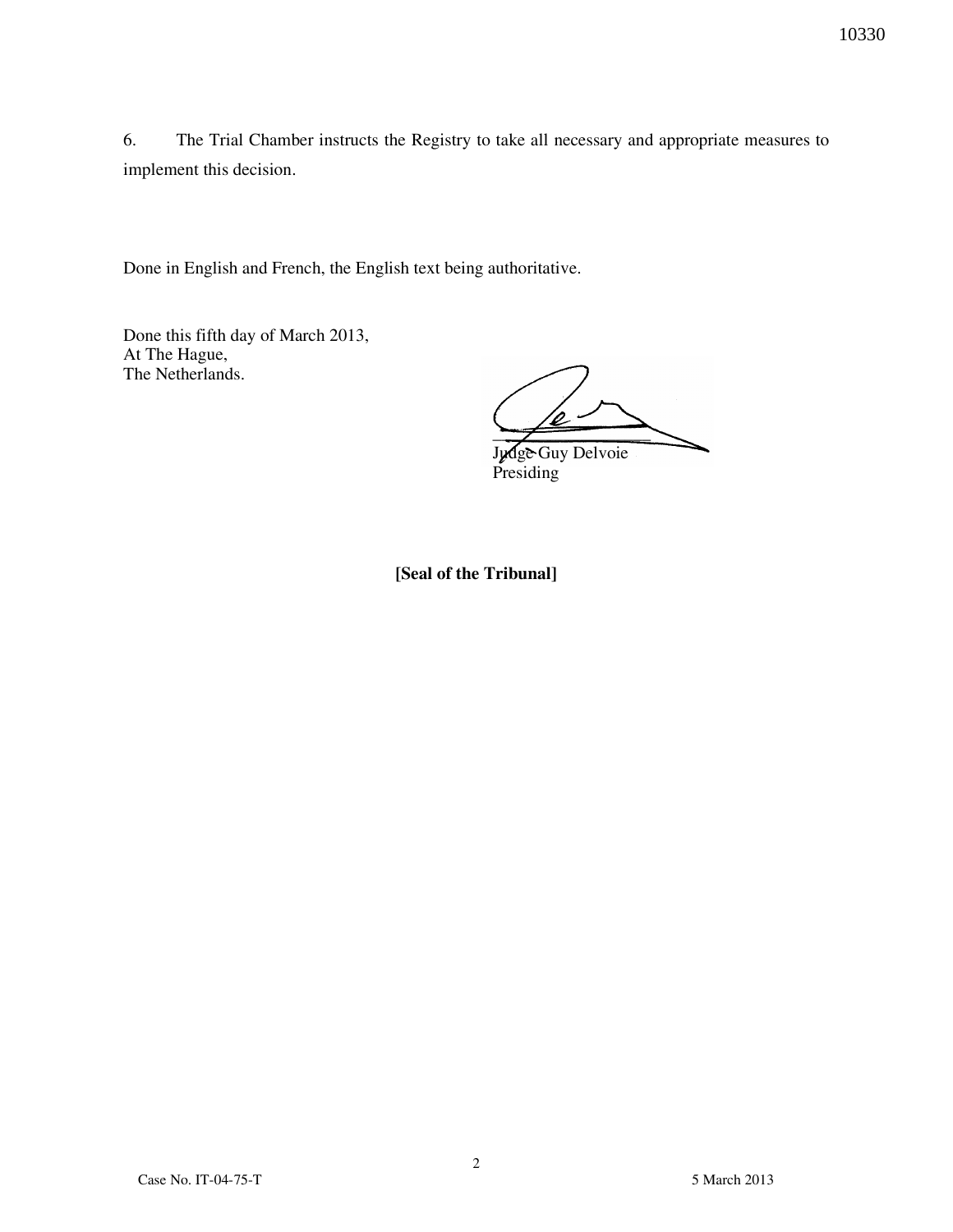6. The Trial Chamber instructs the Registry to take all necessary and appropriate measures to implement this decision.

Done in English and French, the English text being authoritative.

Done this fifth day of March 2013,
At The Hague,
The Netherlands.

Judge Guy Delvoie
Presiding

**[Seal of the Tribunal]**